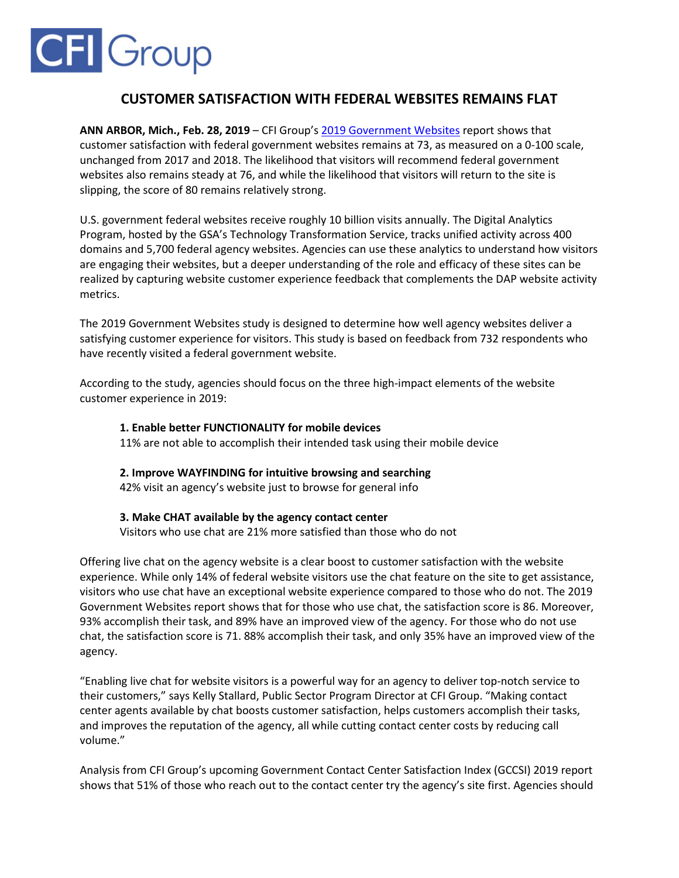CFI Group

# CUSTOMER SATISFACTION WITH FEDERAL WEBSITES REMAINS FLAT

**ANN ARBOR, Mich., Feb. 28, 2019** – CFI Group's [2019 Government Websites]() report shows that customer satisfaction with federal government websites remains at 73, as measured on a 0-100 scale, unchanged from 2017 and 2018. The likelihood that visitors will recommend federal government websites also remains steady at 76, and while the likelihood that visitors will return to the site is slipping, the score of 80 remains relatively strong.

U.S. government federal websites receive roughly 10 billion visits annually. The Digital Analytics Program, hosted by the GSA's Technology Transformation Service, tracks unified activity across 400 domains and 5,700 federal agency websites. Agencies can use these analytics to understand how visitors are engaging their websites, but a deeper understanding of the role and efficacy of these sites can be realized by capturing website customer experience feedback that complements the DAP website activity metrics.

The 2019 Government Websites study is designed to determine how well agency websites deliver a satisfying customer experience for visitors. This study is based on feedback from 732 respondents who have recently visited a federal government website.

According to the study, agencies should focus on the three high-impact elements of the website customer experience in 2019:

**1. Enable better FUNCTIONALITY for mobile devices**
11% are not able to accomplish their intended task using their mobile device

**2. Improve WAYFINDING for intuitive browsing and searching**
42% visit an agency's website just to browse for general info

**3. Make CHAT available by the agency contact center**
Visitors who use chat are 21% more satisfied than those who do not

Offering live chat on the agency website is a clear boost to customer satisfaction with the website experience. While only 14% of federal website visitors use the chat feature on the site to get assistance, visitors who use chat have an exceptional website experience compared to those who do not. The 2019 Government Websites report shows that for those who use chat, the satisfaction score is 86. Moreover, 93% accomplish their task, and 89% have an improved view of the agency. For those who do not use chat, the satisfaction score is 71. 88% accomplish their task, and only 35% have an improved view of the agency.

"Enabling live chat for website visitors is a powerful way for an agency to deliver top-notch service to their customers," says Kelly Stallard, Public Sector Program Director at CFI Group. "Making contact center agents available by chat boosts customer satisfaction, helps customers accomplish their tasks, and improves the reputation of the agency, all while cutting contact center costs by reducing call volume."

Analysis from CFI Group's upcoming Government Contact Center Satisfaction Index (GCCSI) 2019 report shows that 51% of those who reach out to the contact center try the agency's site first. Agencies should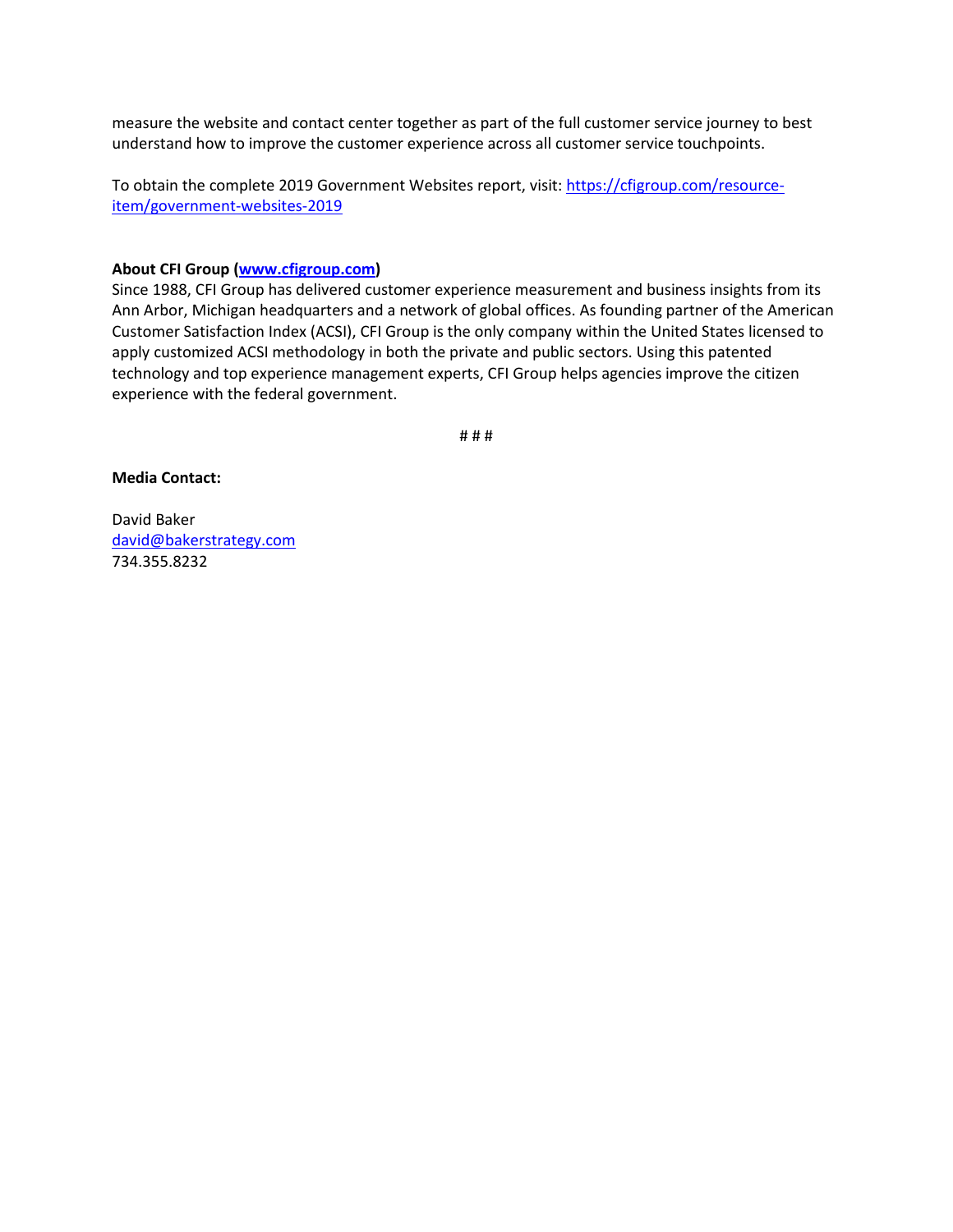measure the website and contact center together as part of the full customer service journey to best understand how to improve the customer experience across all customer service touchpoints.

To obtain the complete 2019 Government Websites report, visit: [https://cfigroup.com/resource-item/government-websites-2019](https://cfigroup.com/resource-item/government-websites-2019)

**About CFI Group ([www.cfigroup.com](http://www.cfigroup.com))**
Since 1988, CFI Group has delivered customer experience measurement and business insights from its Ann Arbor, Michigan headquarters and a network of global offices. As founding partner of the American Customer Satisfaction Index (ACSI), CFI Group is the only company within the United States licensed to apply customized ACSI methodology in both the private and public sectors. Using this patented technology and top experience management experts, CFI Group helps agencies improve the citizen experience with the federal government.

# # #

**Media Contact:**

David Baker
[david@bakerstrategy.com](mailto:david@bakerstrategy.com)
734.355.8232